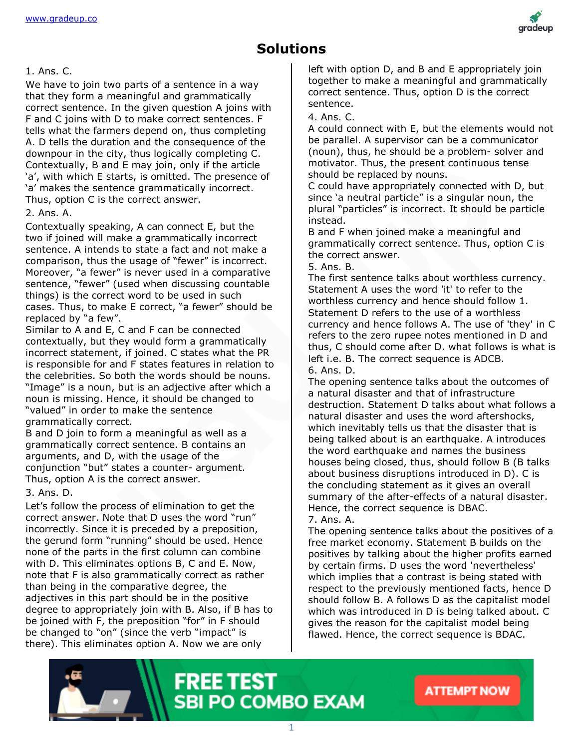# Solutions

1. Ans. C.

We have to join two parts of a sentence in a way that they form a meaningful and grammatically correct sentence. In the given question A joins with F and C joins with D to make correct sentences. F tells what the farmers depend on, thus completing A. D tells the duration and the consequence of the downpour in the city, thus logically completing C. Contextually, B and E may join, only if the article 'a', with which E starts, is omitted. The presence of 'a' makes the sentence grammatically incorrect. Thus, option C is the correct answer.

2. Ans. A.

Contextually speaking, A can connect E, but the two if joined will make a grammatically incorrect sentence. A intends to state a fact and not make a comparison, thus the usage of "fewer" is incorrect. Moreover, "a fewer" is never used in a comparative sentence, "fewer" (used when discussing countable things) is the correct word to be used in such cases. Thus, to make E correct, "a fewer" should be replaced by "a few".

Similar to A and E, C and F can be connected contextually, but they would form a grammatically incorrect statement, if joined. C states what the PR is responsible for and F states features in relation to the celebrities. So both the words should be nouns. "Image" is a noun, but is an adjective after which a noun is missing. Hence, it should be changed to "valued" in order to make the sentence grammatically correct.

B and D join to form a meaningful as well as a grammatically correct sentence. B contains an arguments, and D, with the usage of the conjunction "but" states a counter- argument. Thus, option A is the correct answer.

3. Ans. D.

Let's follow the process of elimination to get the correct answer. Note that D uses the word "run" incorrectly. Since it is preceded by a preposition, the gerund form "running" should be used. Hence none of the parts in the first column can combine with D. This eliminates options B, C and E. Now, note that F is also grammatically correct as rather than being in the comparative degree, the adjectives in this part should be in the positive degree to appropriately join with B. Also, if B has to be joined with F, the preposition "for" in F should be changed to "on" (since the verb "impact" is there). This eliminates option A. Now we are only left with option D, and B and E appropriately join together to make a meaningful and grammatically correct sentence. Thus, option D is the correct sentence.

4. Ans. C.

A could connect with E, but the elements would not be parallel. A supervisor can be a communicator (noun), thus, he should be a problem- solver and motivator. Thus, the present continuous tense should be replaced by nouns.

C could have appropriately connected with D, but since 'a neutral particle" is a singular noun, the plural "particles" is incorrect. It should be particle instead.

B and F when joined make a meaningful and grammatically correct sentence. Thus, option C is the correct answer.

5. Ans. B.

The first sentence talks about worthless currency. Statement A uses the word 'it' to refer to the worthless currency and hence should follow 1. Statement D refers to the use of a worthless currency and hence follows A. The use of 'they' in C refers to the zero rupee notes mentioned in D and thus, C should come after D. what follows is what is left i.e. B. The correct sequence is ADCB.

6. Ans. D.

The opening sentence talks about the outcomes of a natural disaster and that of infrastructure destruction. Statement D talks about what follows a natural disaster and uses the word aftershocks, which inevitably tells us that the disaster that is being talked about is an earthquake. A introduces the word earthquake and names the business houses being closed, thus, should follow B (B talks about business disruptions introduced in D). C is the concluding statement as it gives an overall summary of the after-effects of a natural disaster. Hence, the correct sequence is DBAC.

7. Ans. A.

The opening sentence talks about the positives of a free market economy. Statement B builds on the positives by talking about the higher profits earned by certain firms. D uses the word 'nevertheless' which implies that a contrast is being stated with respect to the previously mentioned facts, hence D should follow B. A follows D as the capitalist model which was introduced in D is being talked about. C gives the reason for the capitalist model being flawed. Hence, the correct sequence is BDAC.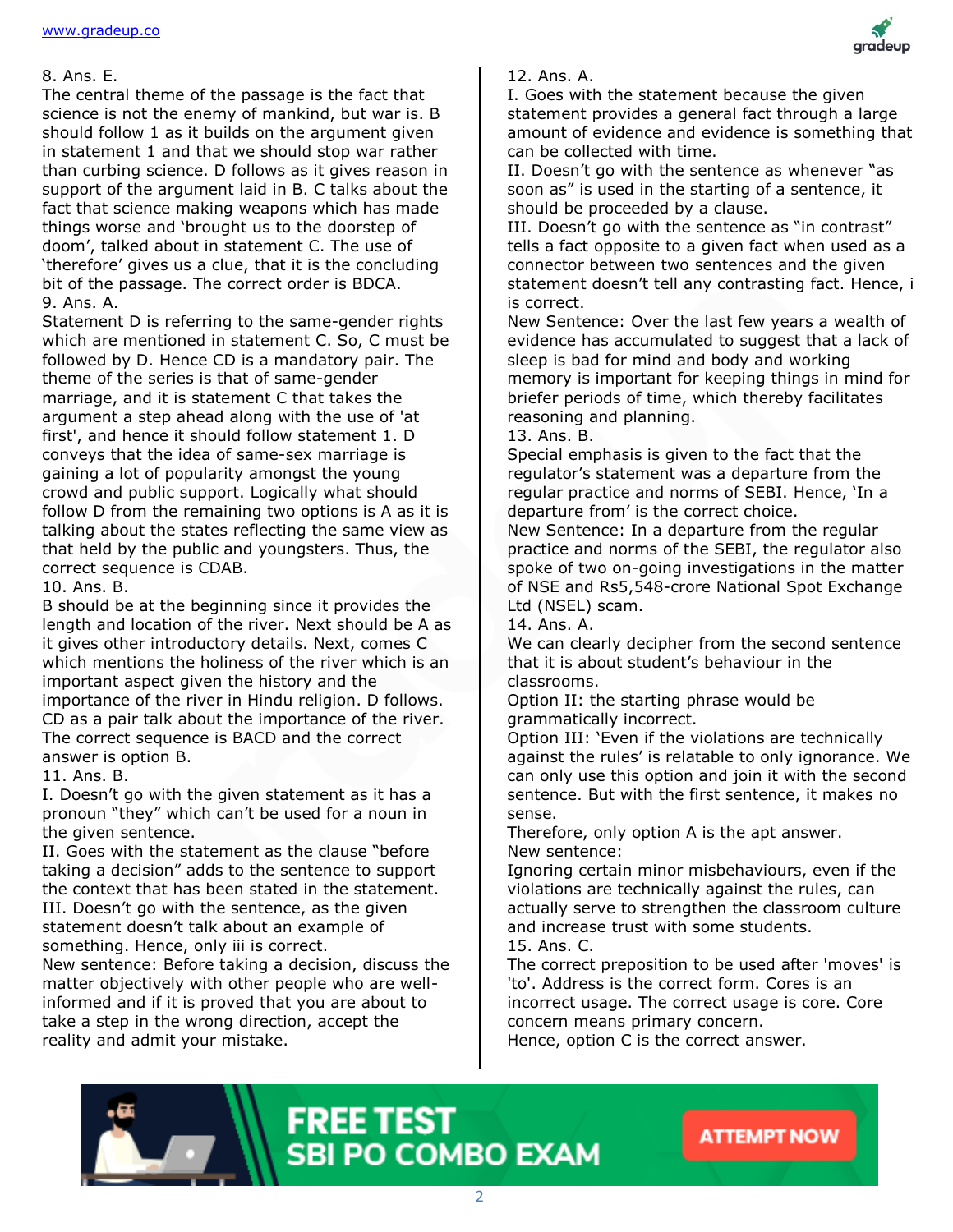8. Ans. E.

The central theme of the passage is the fact that science is not the enemy of mankind, but war is. B should follow 1 as it builds on the argument given in statement 1 and that we should stop war rather than curbing science. D follows as it gives reason in support of the argument laid in B. C talks about the fact that science making weapons which has made things worse and 'brought us to the doorstep of doom', talked about in statement C. The use of 'therefore' gives us a clue, that it is the concluding bit of the passage. The correct order is BDCA.

9. Ans. A.

Statement D is referring to the same-gender rights which are mentioned in statement C. So, C must be followed by D. Hence CD is a mandatory pair. The theme of the series is that of same-gender marriage, and it is statement C that takes the argument a step ahead along with the use of 'at first', and hence it should follow statement 1. D conveys that the idea of same-sex marriage is gaining a lot of popularity amongst the young crowd and public support. Logically what should follow D from the remaining two options is A as it is talking about the states reflecting the same view as that held by the public and youngsters. Thus, the correct sequence is CDAB.

10. Ans. B.

B should be at the beginning since it provides the length and location of the river. Next should be A as it gives other introductory details. Next, comes C which mentions the holiness of the river which is an important aspect given the history and the importance of the river in Hindu religion. D follows. CD as a pair talk about the importance of the river. The correct sequence is BACD and the correct answer is option B.

11. Ans. B.

I. Doesn't go with the given statement as it has a pronoun "they" which can't be used for a noun in the given sentence.

II. Goes with the statement as the clause "before taking a decision" adds to the sentence to support the context that has been stated in the statement.

III. Doesn't go with the sentence, as the given statement doesn't talk about an example of something. Hence, only iii is correct.

New sentence: Before taking a decision, discuss the matter objectively with other people who are well-informed and if it is proved that you are about to take a step in the wrong direction, accept the reality and admit your mistake.

12. Ans. A.

I. Goes with the statement because the given statement provides a general fact through a large amount of evidence and evidence is something that can be collected with time.

II. Doesn't go with the sentence as whenever "as soon as" is used in the starting of a sentence, it should be proceeded by a clause.

III. Doesn't go with the sentence as "in contrast" tells a fact opposite to a given fact when used as a connector between two sentences and the given statement doesn't tell any contrasting fact. Hence, i is correct.

New Sentence: Over the last few years a wealth of evidence has accumulated to suggest that a lack of sleep is bad for mind and body and working memory is important for keeping things in mind for briefer periods of time, which thereby facilitates reasoning and planning.

13. Ans. B.

Special emphasis is given to the fact that the regulator's statement was a departure from the regular practice and norms of SEBI. Hence, 'In a departure from' is the correct choice.

New Sentence: In a departure from the regular practice and norms of the SEBI, the regulator also spoke of two on-going investigations in the matter of NSE and Rs5,548-crore National Spot Exchange Ltd (NSEL) scam.

14. Ans. A.

We can clearly decipher from the second sentence that it is about student's behaviour in the classrooms.

Option II: the starting phrase would be grammatically incorrect.

Option III: 'Even if the violations are technically against the rules' is relatable to only ignorance. We can only use this option and join it with the second sentence. But with the first sentence, it makes no sense.

Therefore, only option A is the apt answer.

New sentence:

Ignoring certain minor misbehaviours, even if the violations are technically against the rules, can actually serve to strengthen the classroom culture and increase trust with some students.

15. Ans. C.

The correct preposition to be used after 'moves' is 'to'. Address is the correct form. Cores is an incorrect usage. The correct usage is core. Core concern means primary concern.

Hence, option C is the correct answer.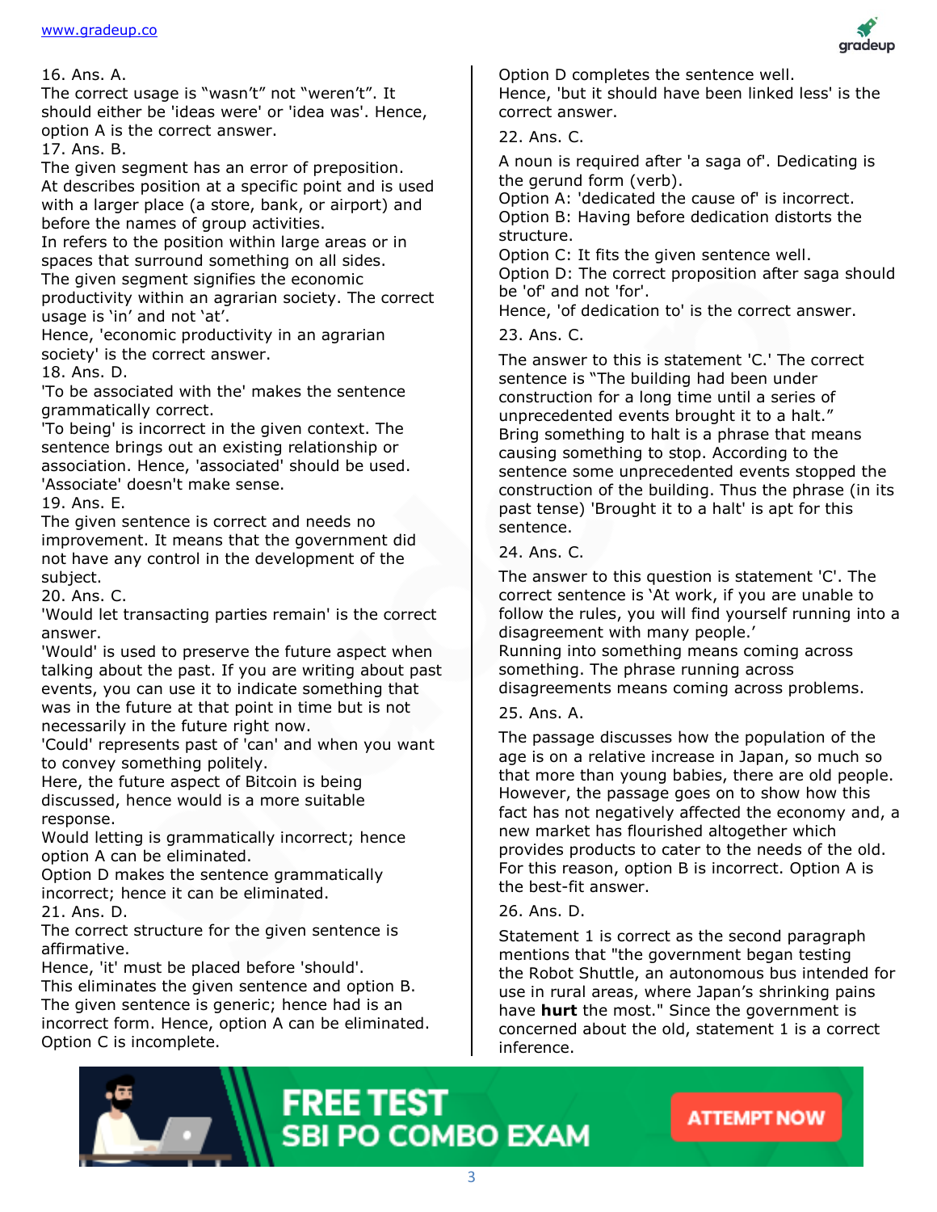16. Ans. A.
The correct usage is "wasn't" not "weren't". It should either be 'ideas were' or 'idea was'. Hence, option A is the correct answer.

17. Ans. B.
The given segment has an error of preposition.
At describes position at a specific point and is used with a larger place (a store, bank, or airport) and before the names of group activities.
In refers to the position within large areas or in spaces that surround something on all sides.
The given segment signifies the economic productivity within an agrarian society. The correct usage is 'in' and not 'at'.
Hence, 'economic productivity in an agrarian society' is the correct answer.

18. Ans. D.
'To be associated with the' makes the sentence grammatically correct.
'To being' is incorrect in the given context. The sentence brings out an existing relationship or association. Hence, 'associated' should be used. 'Associate' doesn't make sense.

19. Ans. E.
The given sentence is correct and needs no improvement. It means that the government did not have any control in the development of the subject.

20. Ans. C.
'Would let transacting parties remain' is the correct answer.
'Would' is used to preserve the future aspect when talking about the past. If you are writing about past events, you can use it to indicate something that was in the future at that point in time but is not necessarily in the future right now.
'Could' represents past of 'can' and when you want to convey something politely.
Here, the future aspect of Bitcoin is being discussed, hence would is a more suitable response.
Would letting is grammatically incorrect; hence option A can be eliminated.
Option D makes the sentence grammatically incorrect; hence it can be eliminated.

21. Ans. D.
The correct structure for the given sentence is affirmative.
Hence, 'it' must be placed before 'should'.
This eliminates the given sentence and option B.
The given sentence is generic; hence had is an incorrect form. Hence, option A can be eliminated.
Option C is incomplete.
Option D completes the sentence well.
Hence, 'but it should have been linked less' is the correct answer.

22. Ans. C.
A noun is required after 'a saga of'. Dedicating is the gerund form (verb).
Option A: 'dedicated the cause of' is incorrect.
Option B: Having before dedication distorts the structure.
Option C: It fits the given sentence well.
Option D: The correct proposition after saga should be 'of' and not 'for'.
Hence, 'of dedication to' is the correct answer.

23. Ans. C.
The answer to this is statement 'C.' The correct sentence is "The building had been under construction for a long time until a series of unprecedented events brought it to a halt."
Bring something to halt is a phrase that means causing something to stop. According to the sentence some unprecedented events stopped the construction of the building. Thus the phrase (in its past tense) 'Brought it to a halt' is apt for this sentence.

24. Ans. C.
The answer to this question is statement 'C'. The correct sentence is 'At work, if you are unable to follow the rules, you will find yourself running into a disagreement with many people.'
Running into something means coming across something. The phrase running across disagreements means coming across problems.

25. Ans. A.
The passage discusses how the population of the age is on a relative increase in Japan, so much so that more than young babies, there are old people. However, the passage goes on to show how this fact has not negatively affected the economy and, a new market has flourished altogether which provides products to cater to the needs of the old. For this reason, option B is incorrect. Option A is the best-fit answer.

26. Ans. D.
Statement 1 is correct as the second paragraph mentions that "the government began testing the Robot Shuttle, an autonomous bus intended for use in rural areas, where Japan's shrinking pains have **hurt** the most." Since the government is concerned about the old, statement 1 is a correct inference.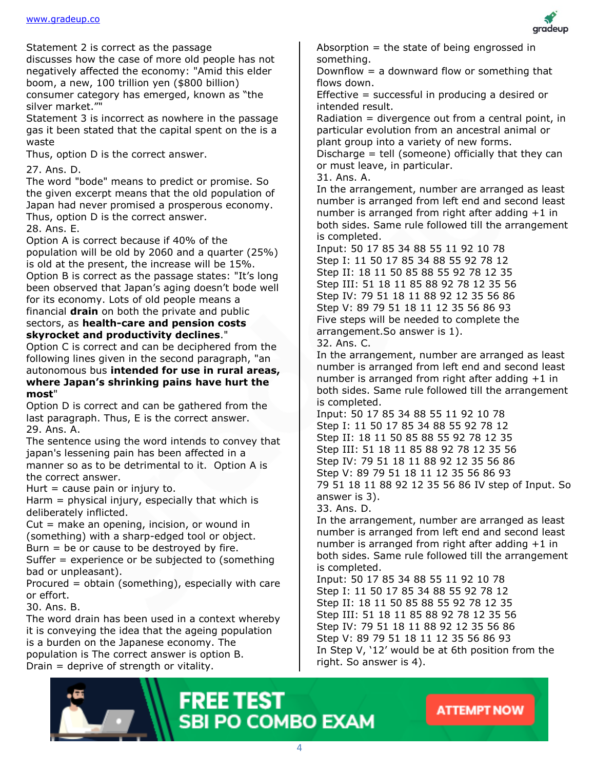Statement 2 is correct as the passage discusses how the case of more old people has not negatively affected the economy: "Amid this elder boom, a new, 100 trillion yen ($800 billion) consumer category has emerged, known as "the silver market.""

Statement 3 is incorrect as nowhere in the passage gas it been stated that the capital spent on the is a waste

Thus, option D is the correct answer.

27. Ans. D.

The word "bode" means to predict or promise. So the given excerpt means that the old population of Japan had never promised a prosperous economy. Thus, option D is the correct answer.

28. Ans. E.

Option A is correct because if 40% of the population will be old by 2060 and a quarter (25%) is old at the present, the increase will be 15%.

Option B is correct as the passage states: "It's long been observed that Japan's aging doesn't bode well for its economy. Lots of old people means a financial **drain** on both the private and public sectors, as **health-care and pension costs skyrocket and productivity declines**."

Option C is correct and can be deciphered from the following lines given in the second paragraph, "an autonomous bus **intended for use in rural areas, where Japan's shrinking pains have hurt the most**"

Option D is correct and can be gathered from the last paragraph. Thus, E is the correct answer.

29. Ans. A.

The sentence using the word intends to convey that japan's lessening pain has been affected in a manner so as to be detrimental to it. Option A is the correct answer.

Hurt = cause pain or injury to.

Harm = physical injury, especially that which is deliberately inflicted.

Cut = make an opening, incision, or wound in (something) with a sharp-edged tool or object.

Burn = be or cause to be destroyed by fire.

Suffer = experience or be subjected to (something bad or unpleasant).

Procured = obtain (something), especially with care or effort.

30. Ans. B.

The word drain has been used in a context whereby it is conveying the idea that the ageing population is a burden on the Japanese economy. The population is The correct answer is option B.

Drain = deprive of strength or vitality.

Absorption = the state of being engrossed in something.

Downflow = a downward flow or something that flows down.

Effective = successful in producing a desired or intended result.

Radiation = divergence out from a central point, in particular evolution from an ancestral animal or plant group into a variety of new forms.

Discharge = tell (someone) officially that they can or must leave, in particular.

31. Ans. A.

In the arrangement, number are arranged as least number is arranged from left end and second least number is arranged from right after adding +1 in both sides. Same rule followed till the arrangement is completed.

Input: 50 17 85 34 88 55 11 92 10 78

Step I: 11 50 17 85 34 88 55 92 78 12

Step II: 18 11 50 85 88 55 92 78 12 35

Step III: 51 18 11 85 88 92 78 12 35 56

Step IV: 79 51 18 11 88 92 12 35 56 86

Step V: 89 79 51 18 11 12 35 56 86 93

Five steps will be needed to complete the arrangement.So answer is 1).

32. Ans. C.

In the arrangement, number are arranged as least number is arranged from left end and second least number is arranged from right after adding +1 in both sides. Same rule followed till the arrangement is completed.

Input: 50 17 85 34 88 55 11 92 10 78

Step I: 11 50 17 85 34 88 55 92 78 12

Step II: 18 11 50 85 88 55 92 78 12 35

Step III: 51 18 11 85 88 92 78 12 35 56

Step IV: 79 51 18 11 88 92 12 35 56 86

Step V: 89 79 51 18 11 12 35 56 86 93

79 51 18 11 88 92 12 35 56 86 IV step of Input. So answer is 3).

33. Ans. D.

In the arrangement, number are arranged as least number is arranged from left end and second least number is arranged from right after adding +1 in both sides. Same rule followed till the arrangement is completed.

Input: 50 17 85 34 88 55 11 92 10 78

Step I: 11 50 17 85 34 88 55 92 78 12

Step II: 18 11 50 85 88 55 92 78 12 35

Step III: 51 18 11 85 88 92 78 12 35 56

Step IV: 79 51 18 11 88 92 12 35 56 86

Step V: 89 79 51 18 11 12 35 56 86 93

In Step V, '12' would be at 6th position from the right. So answer is 4).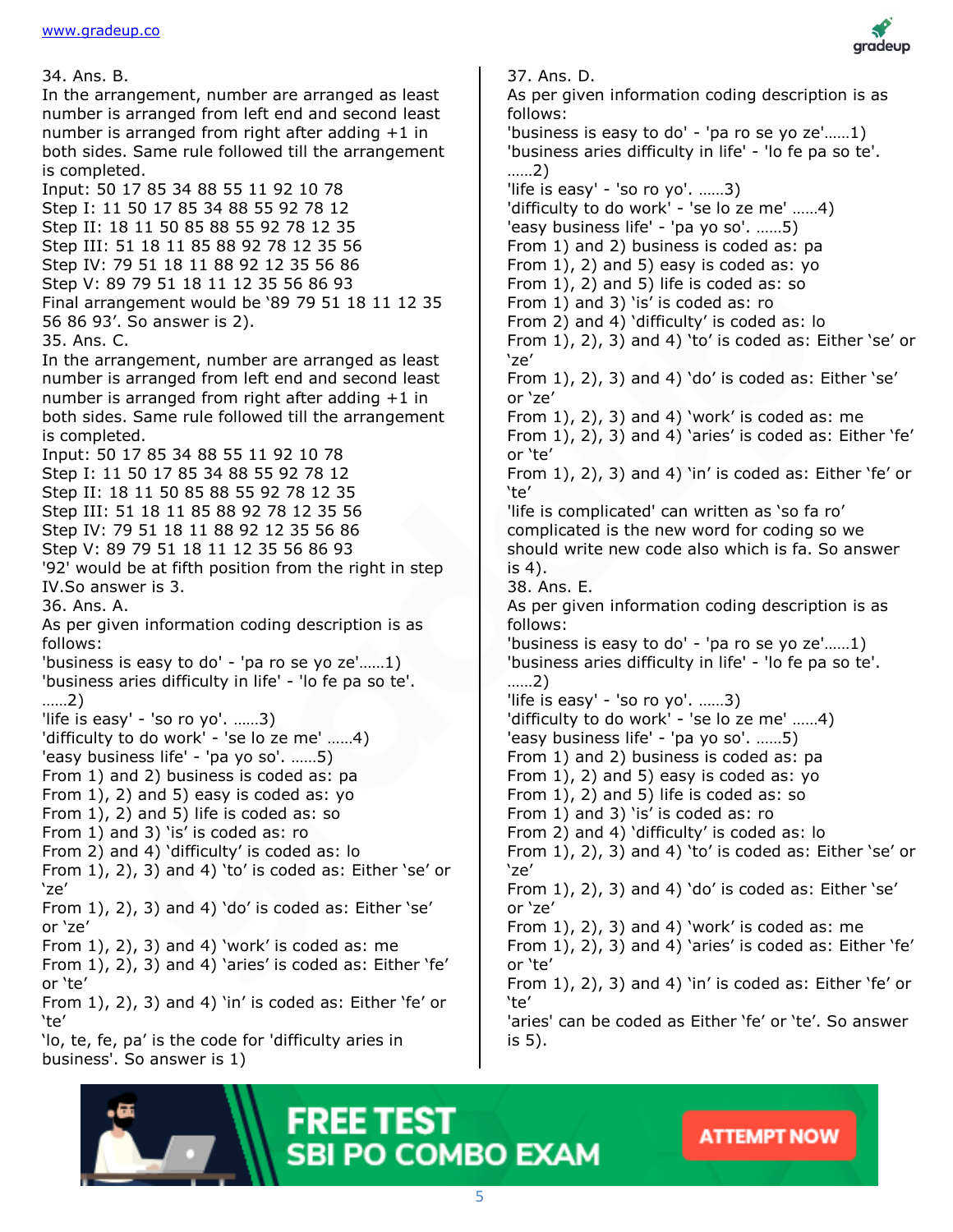34. Ans. B.

In the arrangement, number are arranged as least number is arranged from left end and second least number is arranged from right after adding +1 in both sides. Same rule followed till the arrangement is completed.

Input: 50 17 85 34 88 55 11 92 10 78
Step I: 11 50 17 85 34 88 55 92 78 12
Step II: 18 11 50 85 88 55 92 78 12 35
Step III: 51 18 11 85 88 92 78 12 35 56
Step IV: 79 51 18 11 88 92 12 35 56 86
Step V: 89 79 51 18 11 12 35 56 86 93

Final arrangement would be '89 79 51 18 11 12 35 56 86 93'. So answer is 2).

35. Ans. C.

In the arrangement, number are arranged as least number is arranged from left end and second least number is arranged from right after adding +1 in both sides. Same rule followed till the arrangement is completed.

Input: 50 17 85 34 88 55 11 92 10 78
Step I: 11 50 17 85 34 88 55 92 78 12
Step II: 18 11 50 85 88 55 92 78 12 35
Step III: 51 18 11 85 88 92 78 12 35 56
Step IV: 79 51 18 11 88 92 12 35 56 86
Step V: 89 79 51 18 11 12 35 56 86 93

'92' would be at fifth position from the right in step IV.So answer is 3.

36. Ans. A.

As per given information coding description is as follows:

'business is easy to do' - 'pa ro se yo ze'……1)
'business aries difficulty in life' - 'lo fe pa so te'. ……2)
'life is easy' - 'so ro yo'. ……3)
'difficulty to do work' - 'se lo ze me' ……4)
'easy business life' - 'pa yo so'. ……5)

From 1) and 2) business is coded as: pa
From 1), 2) and 5) easy is coded as: yo
From 1), 2) and 5) life is coded as: so
From 1) and 3) 'is' is coded as: ro
From 2) and 4) 'difficulty' is coded as: lo
From 1), 2), 3) and 4) 'to' is coded as: Either 'se' or 'ze'
From 1), 2), 3) and 4) 'do' is coded as: Either 'se' or 'ze'
From 1), 2), 3) and 4) 'work' is coded as: me
From 1), 2), 3) and 4) 'aries' is coded as: Either 'fe' or 'te'
From 1), 2), 3) and 4) 'in' is coded as: Either 'fe' or 'te'

'lo, te, fe, pa' is the code for 'difficulty aries in business'. So answer is 1)

37. Ans. D.

As per given information coding description is as follows:

'business is easy to do' - 'pa ro se yo ze'……1)
'business aries difficulty in life' - 'lo fe pa so te'. ……2)
'life is easy' - 'so ro yo'. ……3)
'difficulty to do work' - 'se lo ze me' ……4)
'easy business life' - 'pa yo so'. ……5)

From 1) and 2) business is coded as: pa
From 1), 2) and 5) easy is coded as: yo
From 1), 2) and 5) life is coded as: so
From 1) and 3) 'is' is coded as: ro
From 2) and 4) 'difficulty' is coded as: lo
From 1), 2), 3) and 4) 'to' is coded as: Either 'se' or 'ze'
From 1), 2), 3) and 4) 'do' is coded as: Either 'se' or 'ze'
From 1), 2), 3) and 4) 'work' is coded as: me
From 1), 2), 3) and 4) 'aries' is coded as: Either 'fe' or 'te'
From 1), 2), 3) and 4) 'in' is coded as: Either 'fe' or 'te'

'life is complicated' can written as 'so fa ro' complicated is the new word for coding so we should write new code also which is fa. So answer is 4).

38. Ans. E.

As per given information coding description is as follows:

'business is easy to do' - 'pa ro se yo ze'……1)
'business aries difficulty in life' - 'lo fe pa so te'. ……2)
'life is easy' - 'so ro yo'. ……3)
'difficulty to do work' - 'se lo ze me' ……4)
'easy business life' - 'pa yo so'. ……5)

From 1) and 2) business is coded as: pa
From 1), 2) and 5) easy is coded as: yo
From 1), 2) and 5) life is coded as: so
From 1) and 3) 'is' is coded as: ro
From 2) and 4) 'difficulty' is coded as: lo
From 1), 2), 3) and 4) 'to' is coded as: Either 'se' or 'ze'
From 1), 2), 3) and 4) 'do' is coded as: Either 'se' or 'ze'
From 1), 2), 3) and 4) 'work' is coded as: me
From 1), 2), 3) and 4) 'aries' is coded as: Either 'fe' or 'te'
From 1), 2), 3) and 4) 'in' is coded as: Either 'fe' or 'te'

'aries' can be coded as Either 'fe' or 'te'. So answer is 5).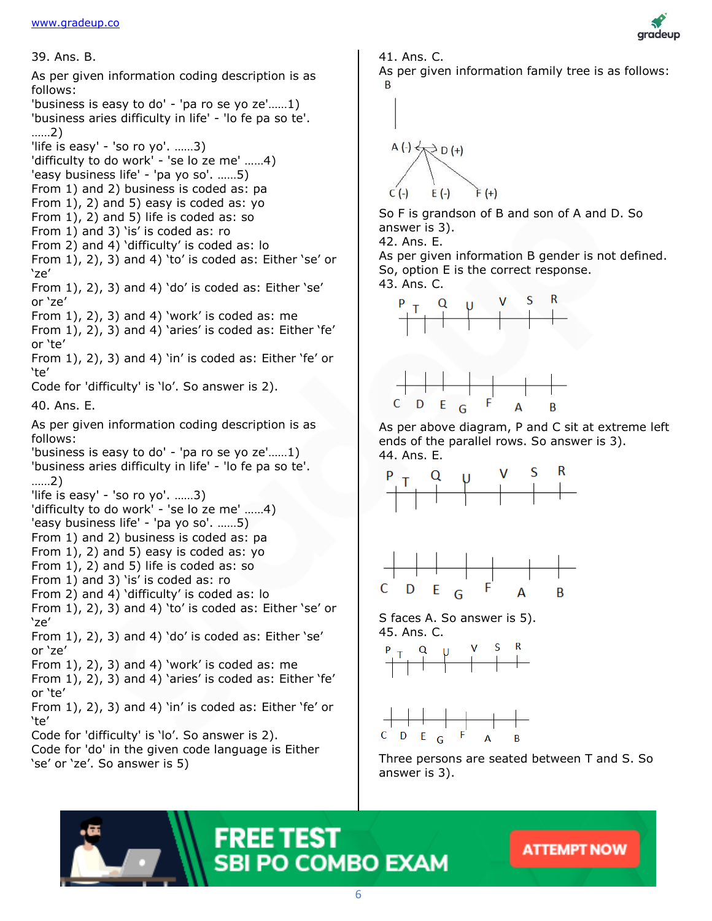39. Ans. B.

As per given information coding description is as follows:
'business is easy to do' - 'pa ro se yo ze'......1)
'business aries difficulty in life' - 'lo fe pa so te'. ......2)
'life is easy' - 'so ro yo'. ......3)
'difficulty to do work' - 'se lo ze me' ......4)
'easy business life' - 'pa yo so'. ......5)
From 1) and 2) business is coded as: pa
From 1), 2) and 5) easy is coded as: yo
From 1), 2) and 5) life is coded as: so
From 1) and 3) 'is' is coded as: ro
From 2) and 4) 'difficulty' is coded as: lo
From 1), 2), 3) and 4) 'to' is coded as: Either 'se' or 'ze'
From 1), 2), 3) and 4) 'do' is coded as: Either 'se' or 'ze'
From 1), 2), 3) and 4) 'work' is coded as: me
From 1), 2), 3) and 4) 'aries' is coded as: Either 'fe' or 'te'
From 1), 2), 3) and 4) 'in' is coded as: Either 'fe' or 'te'
Code for 'difficulty' is 'lo'. So answer is 2).

40. Ans. E.

As per given information coding description is as follows:
'business is easy to do' - 'pa ro se yo ze'......1)
'business aries difficulty in life' - 'lo fe pa so te'. ......2)
'life is easy' - 'so ro yo'. ......3)
'difficulty to do work' - 'se lo ze me' ......4)
'easy business life' - 'pa yo so'. ......5)
From 1) and 2) business is coded as: pa
From 1), 2) and 5) easy is coded as: yo
From 1), 2) and 5) life is coded as: so
From 1) and 3) 'is' is coded as: ro
From 2) and 4) 'difficulty' is coded as: lo
From 1), 2), 3) and 4) 'to' is coded as: Either 'se' or 'ze'
From 1), 2), 3) and 4) 'do' is coded as: Either 'se' or 'ze'
From 1), 2), 3) and 4) 'work' is coded as: me
From 1), 2), 3) and 4) 'aries' is coded as: Either 'fe' or 'te'
From 1), 2), 3) and 4) 'in' is coded as: Either 'fe' or 'te'
Code for 'difficulty' is 'lo'. So answer is 2).
Code for 'do' in the given code language is Either 'se' or 'ze'. So answer is 5)

41. Ans. C.
As per given information family tree is as follows:

```
        B
        |
        |
A (-) <---> D (+)
     /    |     \
  C (-)  E (-)  F (+)
```

So F is grandson of B and son of A and D. So answer is 3).

42. Ans. E.
As per given information B gender is not defined. So, option E is the correct response.

43. Ans. C.

```
P  T  Q  U  V  S  R

C  D  E  G  F  A  B
```

As per above diagram, P and C sit at extreme left ends of the parallel rows. So answer is 3).

44. Ans. E.

```
P  T  Q  U  V  S  R

C  D  E  G  F  A  B
```

S faces A. So answer is 5).

45. Ans. C.

```
P  T  Q  U  V  S  R

C  D  E  G  F  A  B
```

Three persons are seated between T and S. So answer is 3).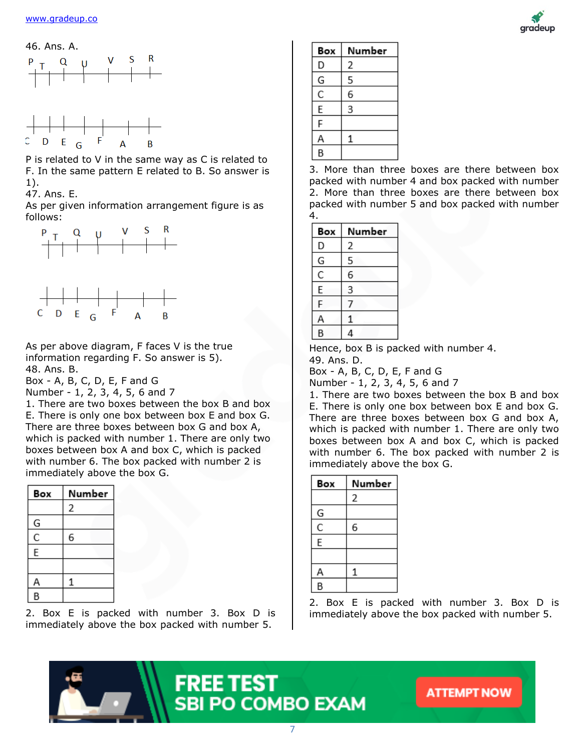46. Ans. A.

```
P  T   Q   U     V   S   R
|--|---|---|-----|---|---|

|--|---|---|-----|---|---|
C  D   E   G     F   A   B
```

P is related to V in the same way as C is related to F. In the same pattern E related to B. So answer is 1).

47. Ans. E.

As per given information arrangement figure is as follows:

```
P  T   Q   U     V   S   R
|--|---|---|-----|---|---|

|--|---|---|-----|---|---|
C  D   E   G     F   A   B
```

As per above diagram, F faces V is the true information regarding F. So answer is 5).

48. Ans. B.

Box - A, B, C, D, E, F and G

Number - 1, 2, 3, 4, 5, 6 and 7

1. There are two boxes between the box B and box E. There is only one box between box E and box G. There are three boxes between box G and box A, which is packed with number 1. There are only two boxes between box A and box C, which is packed with number 6. The box packed with number 2 is immediately above the box G.

| Box | Number |
|---|---|
| | 2 |
| G | |
| C | 6 |
| E | |
| | |
| A | 1 |
| B | |

2. Box E is packed with number 3. Box D is immediately above the box packed with number 5.

| Box | Number |
|---|---|
| D | 2 |
| G | 5 |
| C | 6 |
| E | 3 |
| F | |
| A | 1 |
| B | |

3. More than three boxes are there between box packed with number 4 and box packed with number 2. More than three boxes are there between box packed with number 5 and box packed with number 4.

| Box | Number |
|---|---|
| D | 2 |
| G | 5 |
| C | 6 |
| E | 3 |
| F | 7 |
| A | 1 |
| B | 4 |

Hence, box B is packed with number 4.

49. Ans. D.

Box - A, B, C, D, E, F and G

Number - 1, 2, 3, 4, 5, 6 and 7

1. There are two boxes between the box B and box E. There is only one box between box E and box G. There are three boxes between box G and box A, which is packed with number 1. There are only two boxes between box A and box C, which is packed with number 6. The box packed with number 2 is immediately above the box G.

| Box | Number |
|---|---|
| | 2 |
| G | |
| C | 6 |
| E | |
| | |
| A | 1 |
| B | |

2. Box E is packed with number 3. Box D is immediately above the box packed with number 5.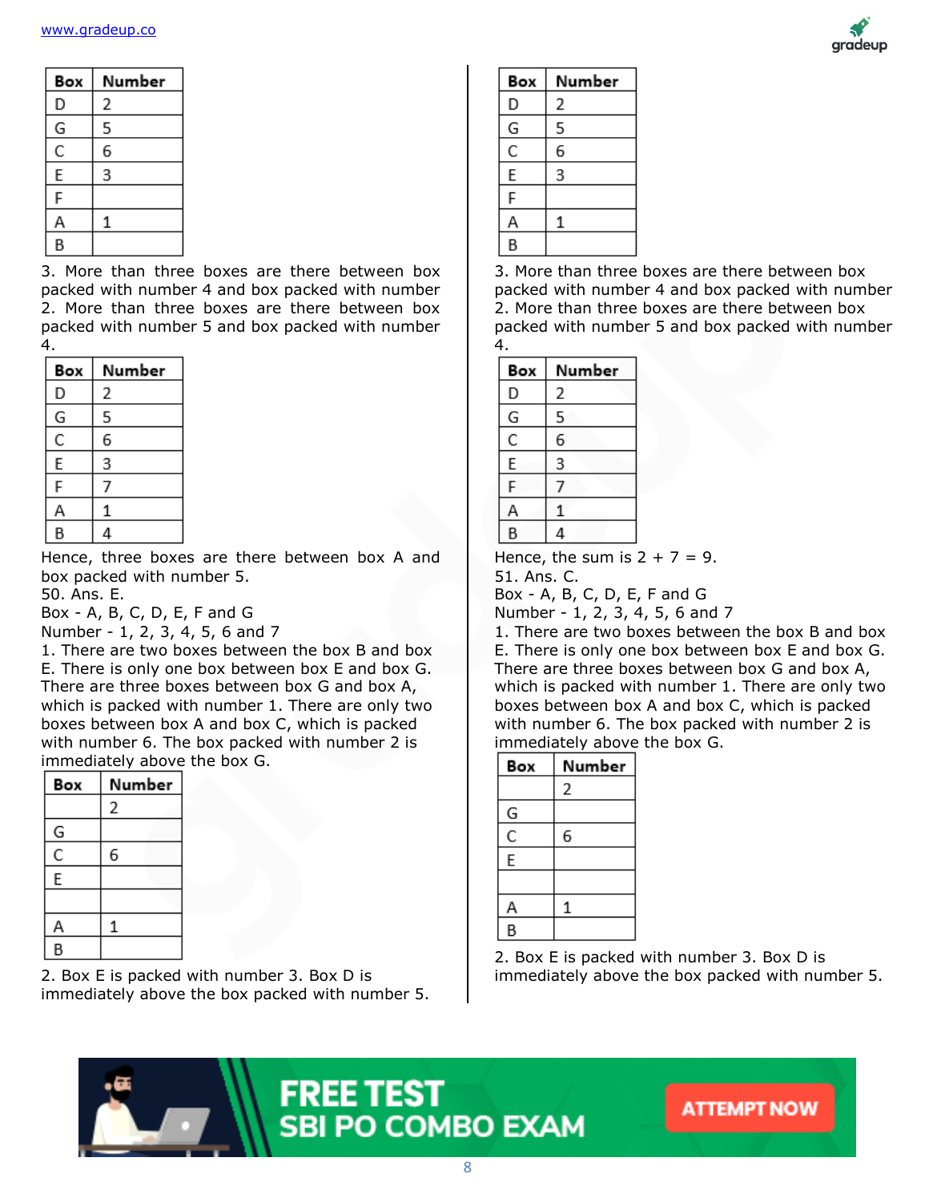| Box | Number |
|---|---|
| D | 2 |
| G | 5 |
| C | 6 |
| E | 3 |
| F | |
| A | 1 |
| B | |

3. More than three boxes are there between box packed with number 4 and box packed with number 2. More than three boxes are there between box packed with number 5 and box packed with number 4.

| Box | Number |
|---|---|
| D | 2 |
| G | 5 |
| C | 6 |
| E | 3 |
| F | 7 |
| A | 1 |
| B | 4 |

Hence, three boxes are there between box A and box packed with number 5.

50. Ans. E.

Box - A, B, C, D, E, F and G

Number - 1, 2, 3, 4, 5, 6 and 7

1. There are two boxes between the box B and box E. There is only one box between box E and box G. There are three boxes between box G and box A, which is packed with number 1. There are only two boxes between box A and box C, which is packed with number 6. The box packed with number 2 is immediately above the box G.

| Box | Number |
|---|---|
| | 2 |
| G | |
| C | 6 |
| E | |
| | |
| A | 1 |
| B | |

2. Box E is packed with number 3. Box D is immediately above the box packed with number 5.

| Box | Number |
|---|---|
| D | 2 |
| G | 5 |
| C | 6 |
| E | 3 |
| F | |
| A | 1 |
| B | |

3. More than three boxes are there between box packed with number 4 and box packed with number 2. More than three boxes are there between box packed with number 5 and box packed with number 4.

| Box | Number |
|---|---|
| D | 2 |
| G | 5 |
| C | 6 |
| E | 3 |
| F | 7 |
| A | 1 |
| B | 4 |

Hence, the sum is 2 + 7 = 9.

51. Ans. C.

Box - A, B, C, D, E, F and G

Number - 1, 2, 3, 4, 5, 6 and 7

1. There are two boxes between the box B and box E. There is only one box between box E and box G. There are three boxes between box G and box A, which is packed with number 1. There are only two boxes between box A and box C, which is packed with number 6. The box packed with number 2 is immediately above the box G.

| Box | Number |
|---|---|
| | 2 |
| G | |
| C | 6 |
| E | |
| | |
| A | 1 |
| B | |

2. Box E is packed with number 3. Box D is immediately above the box packed with number 5.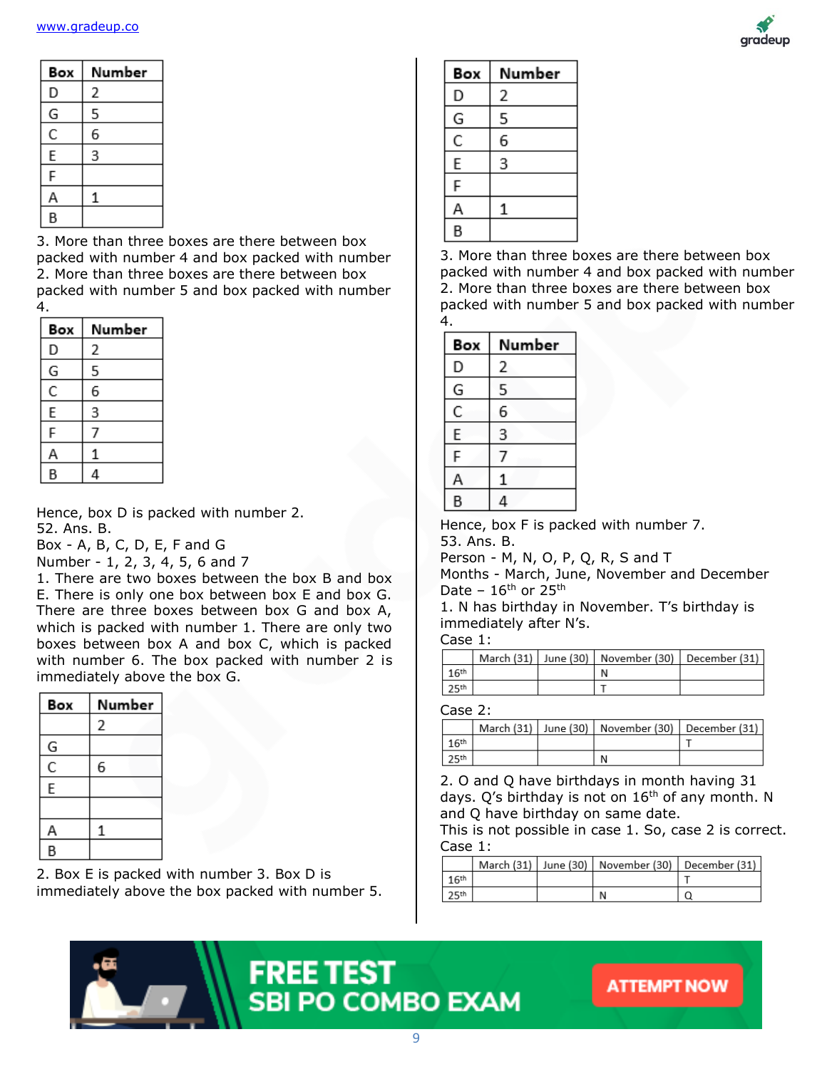| Box | Number |
|---|---|
| D | 2 |
| G | 5 |
| C | 6 |
| E | 3 |
| F | |
| A | 1 |
| B | |

3. More than three boxes are there between box packed with number 4 and box packed with number 2. More than three boxes are there between box packed with number 5 and box packed with number 4.

| Box | Number |
|---|---|
| D | 2 |
| G | 5 |
| C | 6 |
| E | 3 |
| F | 7 |
| A | 1 |
| B | 4 |

Hence, box D is packed with number 2.

52. Ans. B.

Box - A, B, C, D, E, F and G

Number - 1, 2, 3, 4, 5, 6 and 7

1. There are two boxes between the box B and box E. There is only one box between box E and box G. There are three boxes between box G and box A, which is packed with number 1. There are only two boxes between box A and box C, which is packed with number 6. The box packed with number 2 is immediately above the box G.

| Box | Number |
|---|---|
| | 2 |
| G | |
| C | 6 |
| E | |
| | |
| A | 1 |
| B | |

2. Box E is packed with number 3. Box D is immediately above the box packed with number 5.

| Box | Number |
|---|---|
| D | 2 |
| G | 5 |
| C | 6 |
| E | 3 |
| F | |
| A | 1 |
| B | |

3. More than three boxes are there between box packed with number 4 and box packed with number 2. More than three boxes are there between box packed with number 5 and box packed with number 4.

| Box | Number |
|---|---|
| D | 2 |
| G | 5 |
| C | 6 |
| E | 3 |
| F | 7 |
| A | 1 |
| B | 4 |

Hence, box F is packed with number 7.

53. Ans. B.

Person - M, N, O, P, Q, R, S and T

Months - March, June, November and December

Date – $16^{th}$ or $25^{th}$

1. N has birthday in November. T's birthday is immediately after N's.

Case 1:

| | March (31) | June (30) | November (30) | December (31) |
|---|---|---|---|---|
| $16^{th}$ | | | N | |
| $25^{th}$ | | | T | |

Case 2:

| | March (31) | June (30) | November (30) | December (31) |
|---|---|---|---|---|
| $16^{th}$ | | | | T |
| $25^{th}$ | | | N | |

2. O and Q have birthdays in month having 31 days. Q's birthday is not on $16^{th}$ of any month. N and Q have birthday on same date.

This is not possible in case 1. So, case 2 is correct.

Case 1:

| | March (31) | June (30) | November (30) | December (31) |
|---|---|---|---|---|
| $16^{th}$ | | | | T |
| $25^{th}$ | | | N | Q |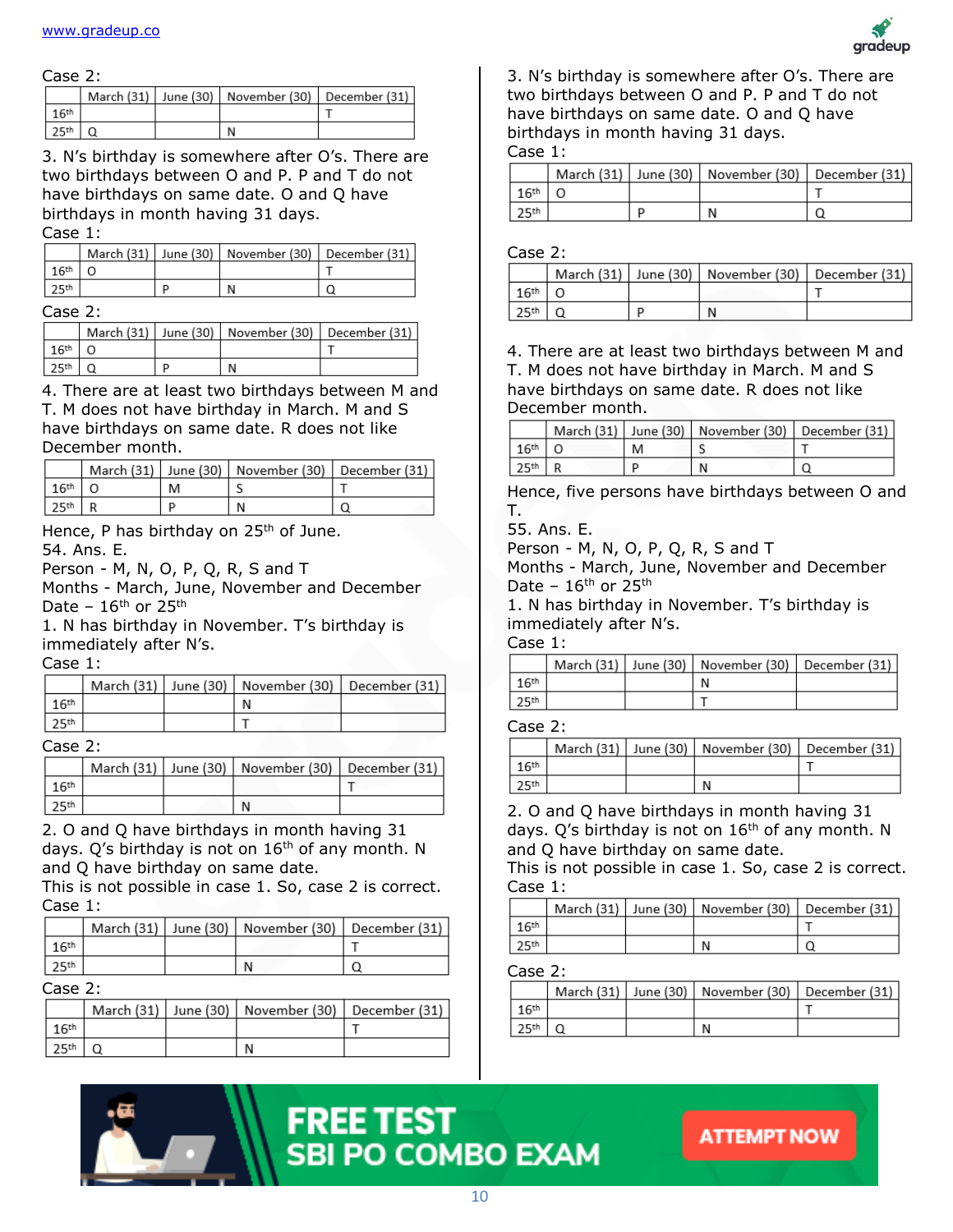Case 2:

| | March (31) | June (30) | November (30) | December (31) |
|---|---|---|---|---|
| 16th | | | | T |
| 25th | Q | | N | |

3. N's birthday is somewhere after O's. There are two birthdays between O and P. P and T do not have birthdays on same date. O and Q have birthdays in month having 31 days.

Case 1:

| | March (31) | June (30) | November (30) | December (31) |
|---|---|---|---|---|
| 16th | O | | | T |
| 25th | | P | N | Q |

Case 2:

| | March (31) | June (30) | November (30) | December (31) |
|---|---|---|---|---|
| 16th | O | | | T |
| 25th | Q | P | N | |

4. There are at least two birthdays between M and T. M does not have birthday in March. M and S have birthdays on same date. R does not like December month.

| | March (31) | June (30) | November (30) | December (31) |
|---|---|---|---|---|
| 16th | O | M | S | T |
| 25th | R | P | N | Q |

Hence, P has birthday on 25th of June.

54. Ans. E.

Person - M, N, O, P, Q, R, S and T

Months - March, June, November and December

Date – 16th or 25th

1. N has birthday in November. T's birthday is immediately after N's.

Case 1:

| | March (31) | June (30) | November (30) | December (31) |
|---|---|---|---|---|
| 16th | | | N | |
| 25th | | | T | |

Case 2:

| | March (31) | June (30) | November (30) | December (31) |
|---|---|---|---|---|
| 16th | | | | T |
| 25th | | | N | |

2. O and Q have birthdays in month having 31 days. Q's birthday is not on 16th of any month. N and Q have birthday on same date.

This is not possible in case 1. So, case 2 is correct.

Case 1:

| | March (31) | June (30) | November (30) | December (31) |
|---|---|---|---|---|
| 16th | | | | T |
| 25th | | | N | Q |

Case 2:

| | March (31) | June (30) | November (30) | December (31) |
|---|---|---|---|---|
| 16th | | | | T |
| 25th | Q | | N | |

3. N's birthday is somewhere after O's. There are two birthdays between O and P. P and T do not have birthdays on same date. O and Q have birthdays in month having 31 days.

Case 1:

| | March (31) | June (30) | November (30) | December (31) |
|---|---|---|---|---|
| 16th | O | | | T |
| 25th | | P | N | Q |

Case 2:

| | March (31) | June (30) | November (30) | December (31) |
|---|---|---|---|---|
| 16th | O | | | T |
| 25th | Q | P | N | |

4. There are at least two birthdays between M and T. M does not have birthday in March. M and S have birthdays on same date. R does not like December month.

| | March (31) | June (30) | November (30) | December (31) |
|---|---|---|---|---|
| 16th | O | M | S | T |
| 25th | R | P | N | Q |

Hence, five persons have birthdays between O and T.

55. Ans. E.

Person - M, N, O, P, Q, R, S and T

Months - March, June, November and December

Date – 16th or 25th

1. N has birthday in November. T's birthday is immediately after N's.

Case 1:

| | March (31) | June (30) | November (30) | December (31) |
|---|---|---|---|---|
| 16th | | | N | |
| 25th | | | T | |

Case 2:

| | March (31) | June (30) | November (30) | December (31) |
|---|---|---|---|---|
| 16th | | | | T |
| 25th | | | N | |

2. O and Q have birthdays in month having 31 days. Q's birthday is not on 16th of any month. N and Q have birthday on same date.

This is not possible in case 1. So, case 2 is correct.

Case 1:

| | March (31) | June (30) | November (30) | December (31) |
|---|---|---|---|---|
| 16th | | | | T |
| 25th | | | N | Q |

Case 2:

| | March (31) | June (30) | November (30) | December (31) |
|---|---|---|---|---|
| 16th | | | | T |
| 25th | Q | | N | |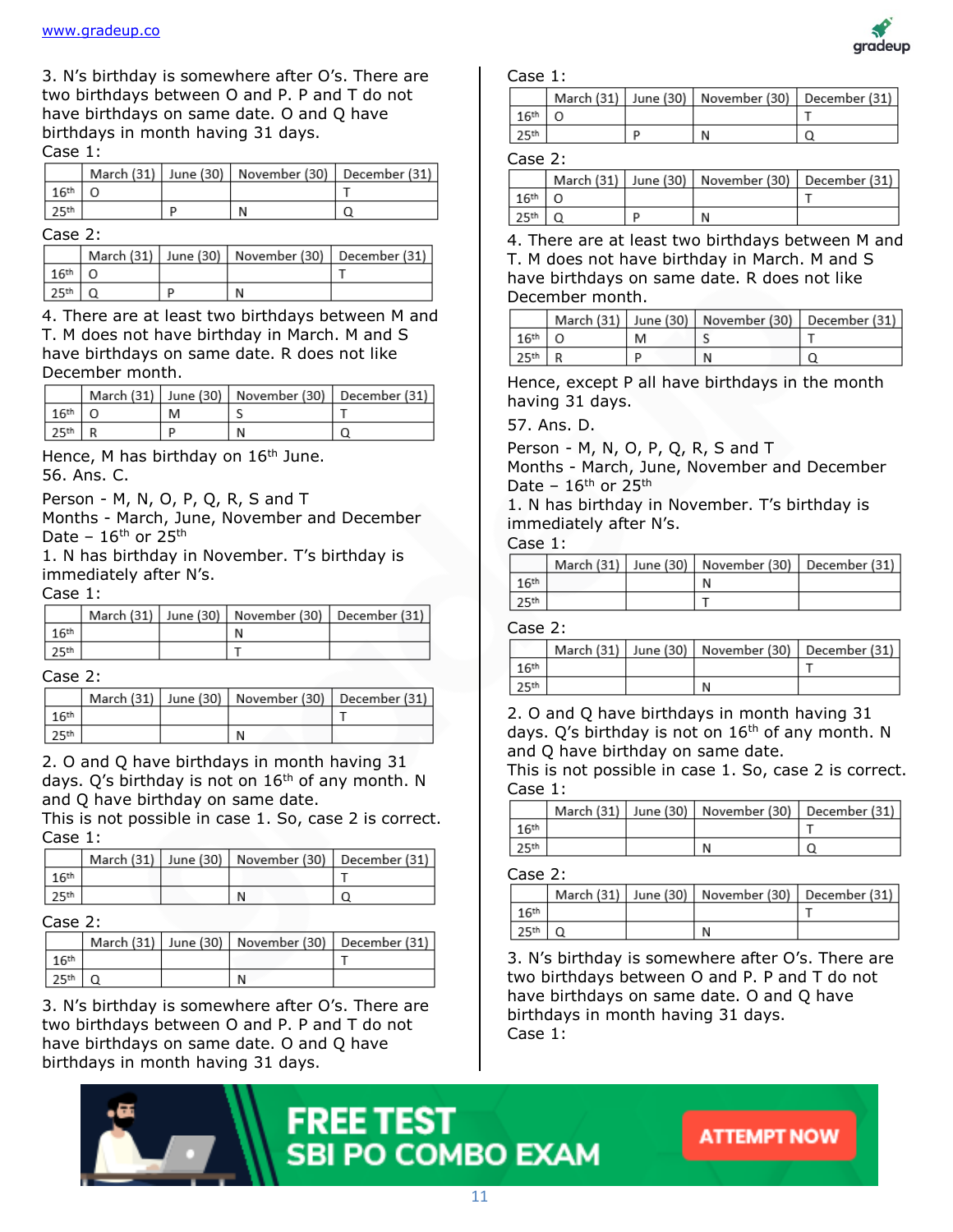3. N's birthday is somewhere after O's. There are two birthdays between O and P. P and T do not have birthdays on same date. O and Q have birthdays in month having 31 days.

Case 1:

| | March (31) | June (30) | November (30) | December (31) |
|---|---|---|---|---|
| 16th | O | | | T |
| 25th | | P | N | Q |

Case 2:

| | March (31) | June (30) | November (30) | December (31) |
|---|---|---|---|---|
| 16th | O | | | T |
| 25th | Q | P | N | |

4. There are at least two birthdays between M and T. M does not have birthday in March. M and S have birthdays on same date. R does not like December month.

| | March (31) | June (30) | November (30) | December (31) |
|---|---|---|---|---|
| 16th | O | M | S | T |
| 25th | R | P | N | Q |

Hence, M has birthday on 16th June.

56. Ans. C.

Person - M, N, O, P, Q, R, S and T
Months - March, June, November and December
Date – 16th or 25th

1. N has birthday in November. T's birthday is immediately after N's.

Case 1:

| | March (31) | June (30) | November (30) | December (31) |
|---|---|---|---|---|
| 16th | | | N | |
| 25th | | | T | |

Case 2:

| | March (31) | June (30) | November (30) | December (31) |
|---|---|---|---|---|
| 16th | | | | T |
| 25th | | | N | |

2. O and Q have birthdays in month having 31 days. Q's birthday is not on 16th of any month. N and Q have birthday on same date.
This is not possible in case 1. So, case 2 is correct.

Case 1:

| | March (31) | June (30) | November (30) | December (31) |
|---|---|---|---|---|
| 16th | | | | T |
| 25th | | | N | Q |

Case 2:

| | March (31) | June (30) | November (30) | December (31) |
|---|---|---|---|---|
| 16th | | | | T |
| 25th | Q | | N | |

3. N's birthday is somewhere after O's. There are two birthdays between O and P. P and T do not have birthdays on same date. O and Q have birthdays in month having 31 days.

Case 1:

| | March (31) | June (30) | November (30) | December (31) |
|---|---|---|---|---|
| 16th | O | | | T |
| 25th | | P | N | Q |

Case 2:

| | March (31) | June (30) | November (30) | December (31) |
|---|---|---|---|---|
| 16th | O | | | T |
| 25th | Q | P | N | |

4. There are at least two birthdays between M and T. M does not have birthday in March. M and S have birthdays on same date. R does not like December month.

| | March (31) | June (30) | November (30) | December (31) |
|---|---|---|---|---|
| 16th | O | M | S | T |
| 25th | R | P | N | Q |

Hence, except P all have birthdays in the month having 31 days.

57. Ans. D.

Person - M, N, O, P, Q, R, S and T
Months - March, June, November and December
Date – 16th or 25th

1. N has birthday in November. T's birthday is immediately after N's.

Case 1:

| | March (31) | June (30) | November (30) | December (31) |
|---|---|---|---|---|
| 16th | | | N | |
| 25th | | | T | |

Case 2:

| | March (31) | June (30) | November (30) | December (31) |
|---|---|---|---|---|
| 16th | | | | T |
| 25th | | | N | |

2. O and Q have birthdays in month having 31 days. Q's birthday is not on 16th of any month. N and Q have birthday on same date.
This is not possible in case 1. So, case 2 is correct.

Case 1:

| | March (31) | June (30) | November (30) | December (31) |
|---|---|---|---|---|
| 16th | | | | T |
| 25th | | | N | Q |

Case 2:

| | March (31) | June (30) | November (30) | December (31) |
|---|---|---|---|---|
| 16th | | | | T |
| 25th | Q | | N | |

3. N's birthday is somewhere after O's. There are two birthdays between O and P. P and T do not have birthdays on same date. O and Q have birthdays in month having 31 days.

Case 1: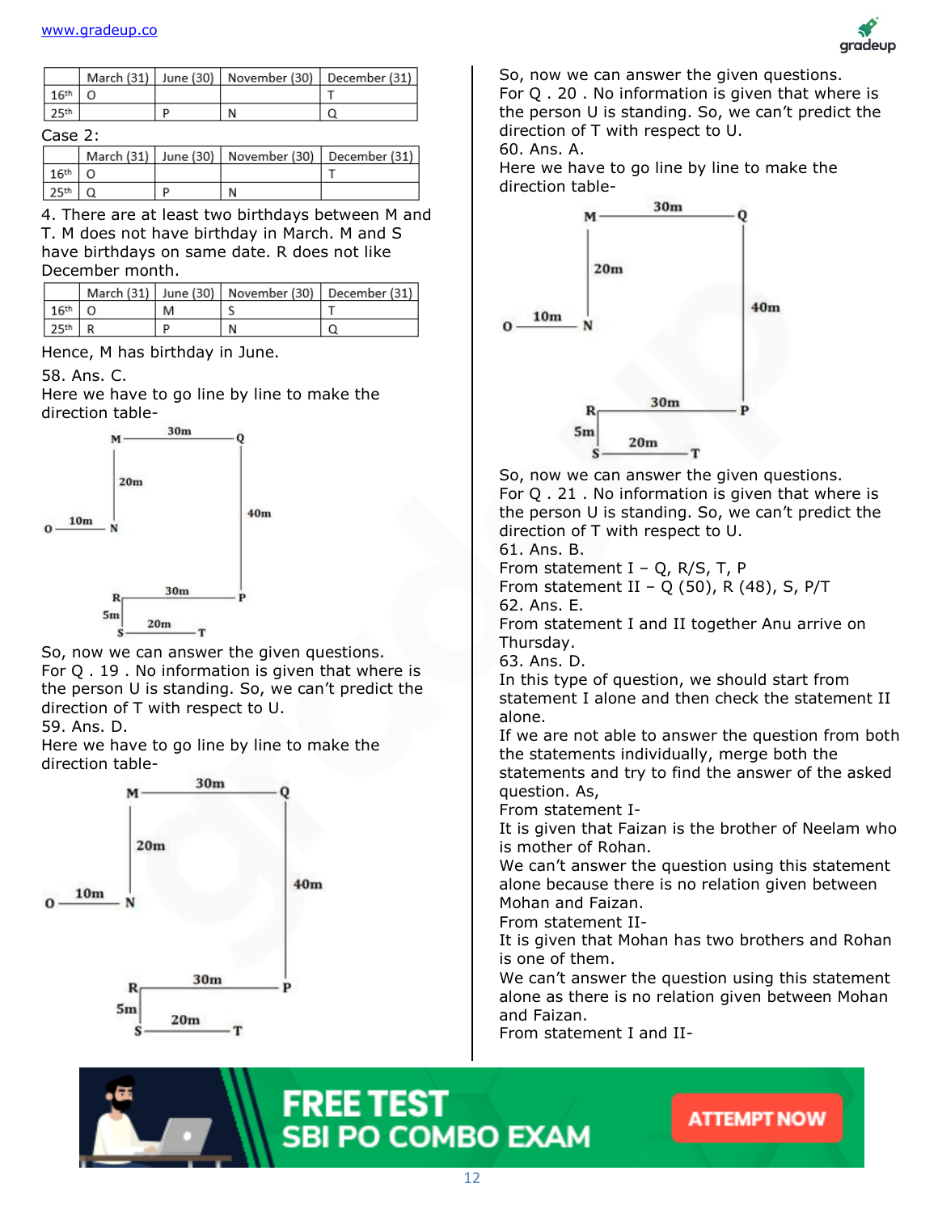|  | March (31) | June (30) | November (30) | December (31) |
|---|---|---|---|---|
| 16th | O |  |  | T |
| 25th |  | P | N | Q |

Case 2:

|  | March (31) | June (30) | November (30) | December (31) |
|---|---|---|---|---|
| 16th | O |  |  | T |
| 25th | Q | P | N |  |

4. There are at least two birthdays between M and T. M does not have birthday in March. M and S have birthdays on same date. R does not like December month.

|  | March (31) | June (30) | November (30) | December (31) |
|---|---|---|---|---|
| 16th | O | M | S | T |
| 25th | R | P | N | Q |

Hence, M has birthday in June.

58. Ans. C.

Here we have to go line by line to make the direction table-

So, now we can answer the given questions.

For Q . 19 . No information is given that where is the person U is standing. So, we can't predict the direction of T with respect to U.

59. Ans. D.

Here we have to go line by line to make the direction table-

So, now we can answer the given questions.

For Q . 20 . No information is given that where is the person U is standing. So, we can't predict the direction of T with respect to U.

60. Ans. A.

Here we have to go line by line to make the direction table-

So, now we can answer the given questions.

For Q . 21 . No information is given that where is the person U is standing. So, we can't predict the direction of T with respect to U.

61. Ans. B.

From statement I – Q, R/S, T, P

From statement II – Q (50), R (48), S, P/T

62. Ans. E.

From statement I and II together Anu arrive on Thursday.

63. Ans. D.

In this type of question, we should start from statement I alone and then check the statement II alone.

If we are not able to answer the question from both the statements individually, merge both the statements and try to find the answer of the asked question. As,

From statement I-

It is given that Faizan is the brother of Neelam who is mother of Rohan.

We can't answer the question using this statement alone because there is no relation given between Mohan and Faizan.

From statement II-

It is given that Mohan has two brothers and Rohan is one of them.

We can't answer the question using this statement alone as there is no relation given between Mohan and Faizan.

From statement I and II-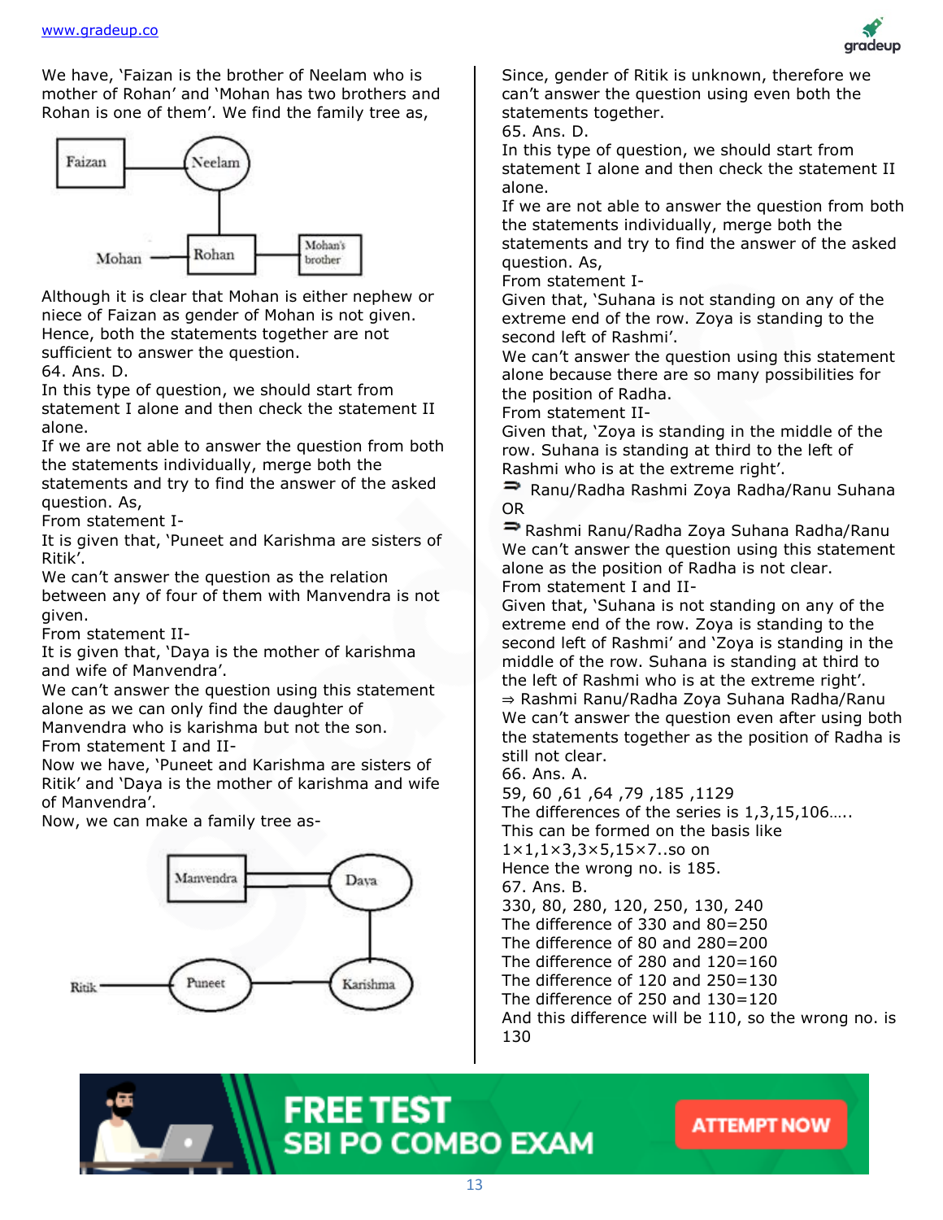We have, 'Faizan is the brother of Neelam who is mother of Rohan' and 'Mohan has two brothers and Rohan is one of them'. We find the family tree as,

Although it is clear that Mohan is either nephew or niece of Faizan as gender of Mohan is not given. Hence, both the statements together are not sufficient to answer the question.

64. Ans. D.

In this type of question, we should start from statement I alone and then check the statement II alone.

If we are not able to answer the question from both the statements individually, merge both the statements and try to find the answer of the asked question. As,

From statement I-

It is given that, 'Puneet and Karishma are sisters of Ritik'.

We can't answer the question as the relation between any of four of them with Manvendra is not given.

From statement II-

It is given that, 'Daya is the mother of karishma and wife of Manvendra'.

We can't answer the question using this statement alone as we can only find the daughter of Manvendra who is karishma but not the son.

From statement I and II-

Now we have, 'Puneet and Karishma are sisters of Ritik' and 'Daya is the mother of karishma and wife of Manvendra'.

Now, we can make a family tree as-

Since, gender of Ritik is unknown, therefore we can't answer the question using even both the statements together.

65. Ans. D.

In this type of question, we should start from statement I alone and then check the statement II alone.

If we are not able to answer the question from both the statements individually, merge both the statements and try to find the answer of the asked question. As,

From statement I-

Given that, 'Suhana is not standing on any of the extreme end of the row. Zoya is standing to the second left of Rashmi'.

We can't answer the question using this statement alone because there are so many possibilities for the position of Radha.

From statement II-

Given that, 'Zoya is standing in the middle of the row. Suhana is standing at third to the left of Rashmi who is at the extreme right'.

⇒ Ranu/Radha Rashmi Zoya Radha/Ranu Suhana

OR

⇒ Rashmi Ranu/Radha Zoya Suhana Radha/Ranu

We can't answer the question using this statement alone as the position of Radha is not clear.

From statement I and II-

Given that, 'Suhana is not standing on any of the extreme end of the row. Zoya is standing to the second left of Rashmi' and 'Zoya is standing in the middle of the row. Suhana is standing at third to the left of Rashmi who is at the extreme right'.

⇒ Rashmi Ranu/Radha Zoya Suhana Radha/Ranu

We can't answer the question even after using both the statements together as the position of Radha is still not clear.

66. Ans. A.

59, 60 ,61 ,64 ,79 ,185 ,1129

The differences of the series is 1,3,15,106…..

This can be formed on the basis like

$1\times1, 1\times3, 3\times5, 15\times7$..so on

Hence the wrong no. is 185.

67. Ans. B.

330, 80, 280, 120, 250, 130, 240

The difference of 330 and 80=250

The difference of 80 and 280=200

The difference of 280 and 120=160

The difference of 120 and 250=130

The difference of 250 and 130=120

And this difference will be 110, so the wrong no. is 130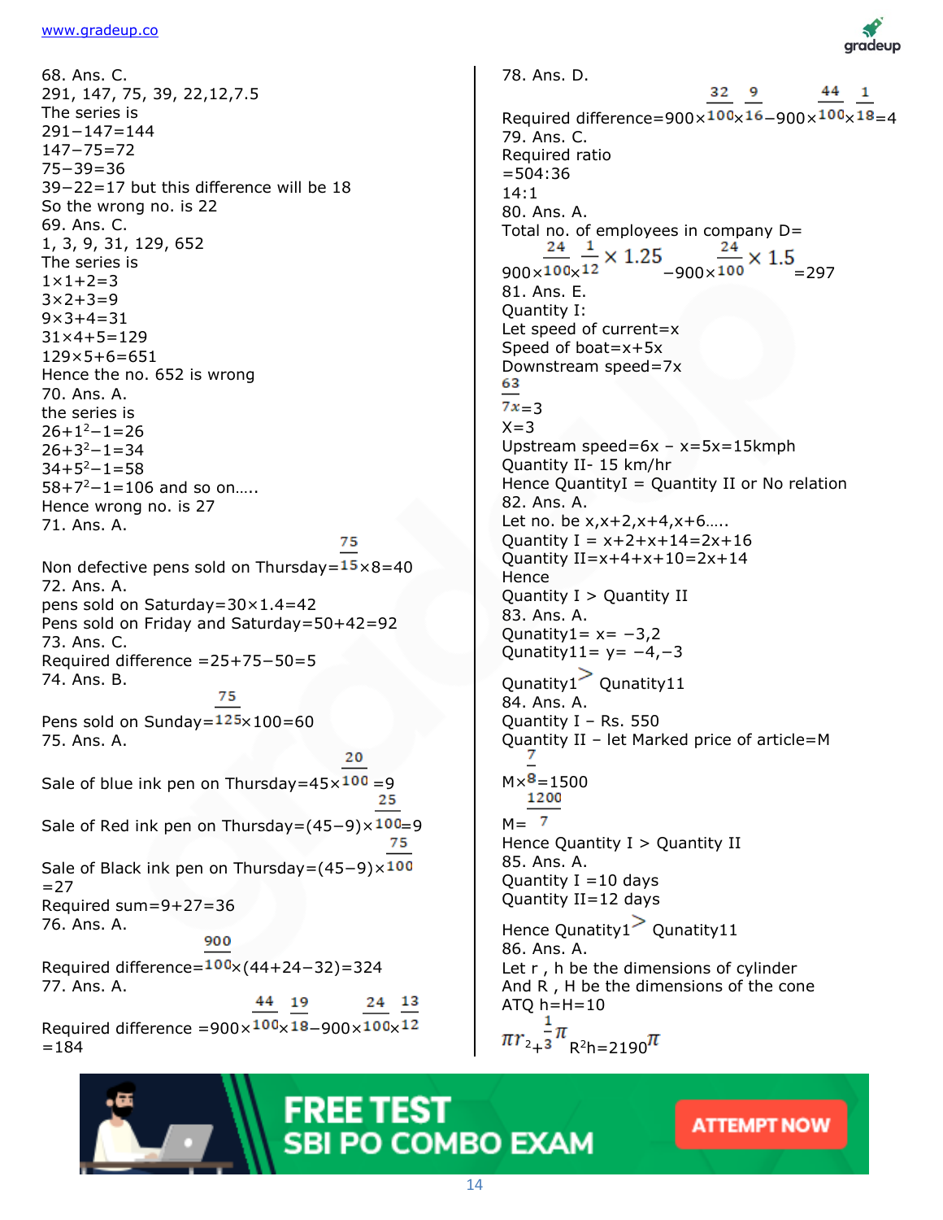68. Ans. C.

291, 147, 75, 39, 22,12,7.5

The series is

291−147=144

147−75=72

75−39=36

39−22=17 but this difference will be 18

So the wrong no. is 22

69. Ans. C.

1, 3, 9, 31, 129, 652

The series is

1×1+2=3

3×2+3=9

9×3+4=31

31×4+5=129

129×5+6=651

Hence the no. 652 is wrong

70. Ans. A.

the series is

$26+1^2-1=26$

$26+3^2-1=34$

$34+5^2-1=58$

$58+7^2-1=106$ and so on…..

Hence wrong no. is 27

71. Ans. A.

Non defective pens sold on Thursday$=\frac{75}{15}\times8=40$

72. Ans. A.

pens sold on Saturday=30×1.4=42

Pens sold on Friday and Saturday=50+42=92

73. Ans. C.

Required difference =25+75−50=5

74. Ans. B.

Pens sold on Sunday$=\frac{75}{125}\times100=60$

75. Ans. A.

Sale of blue ink pen on Thursday$=45\times\frac{20}{100}=9$

Sale of Red ink pen on Thursday$=(45-9)\times\frac{25}{100}=9$

Sale of Black ink pen on Thursday$=(45-9)\times\frac{75}{100}$ =27

Required sum=9+27=36

76. Ans. A.

Required difference$=\frac{900}{100}\times(44+24-32)=324$

77. Ans. A.

Required difference $=900\times\frac{44}{100}\times\frac{19}{18}-900\times\frac{24}{100}\times\frac{13}{12}$ =184

78. Ans. D.

Required difference$=900\times\frac{32}{100}\times\frac{9}{16}-900\times\frac{44}{100}\times\frac{1}{18}=4$

79. Ans. C.

Required ratio

=504:36

14:1

80. Ans. A.

Total no. of employees in company D=

$900\times\frac{24}{100}\times\frac{1}{12}\times1.25-900\times\frac{24}{100}\times1.5=297$

81. Ans. E.

Quantity I:

Let speed of current=x

Speed of boat=x+5x

Downstream speed=7x

$\frac{63}{7x}=3$

X=3

Upstream speed=6x – x=5x=15kmph

Quantity II- 15 km/hr

Hence QuantityI = Quantity II or No relation

82. Ans. A.

Let no. be x,x+2,x+4,x+6…..

Quantity I = x+2+x+14=2x+16

Quantity II=x+4+x+10=2x+14

Hence

Quantity I > Quantity II

83. Ans. A.

Qunatity1= x= −3,2

Qunatity11= y= −4,−3

Qunatity1 > Qunatity11

84. Ans. A.

Quantity I – Rs. 550

Quantity II – let Marked price of article=M

$M\times\frac{7}{8}=1500$

$M=\frac{1200}{7}$

Hence Quantity I > Quantity II

85. Ans. A.

Quantity I =10 days

Quantity II=12 days

Hence Qunatity1 > Qunatity11

86. Ans. A.

Let r , h be the dimensions of cylinder

And R , H be the dimensions of the cone

ATQ h=H=10

$\pi r^2+\frac{1}{3}\pi R^2h=2190\pi$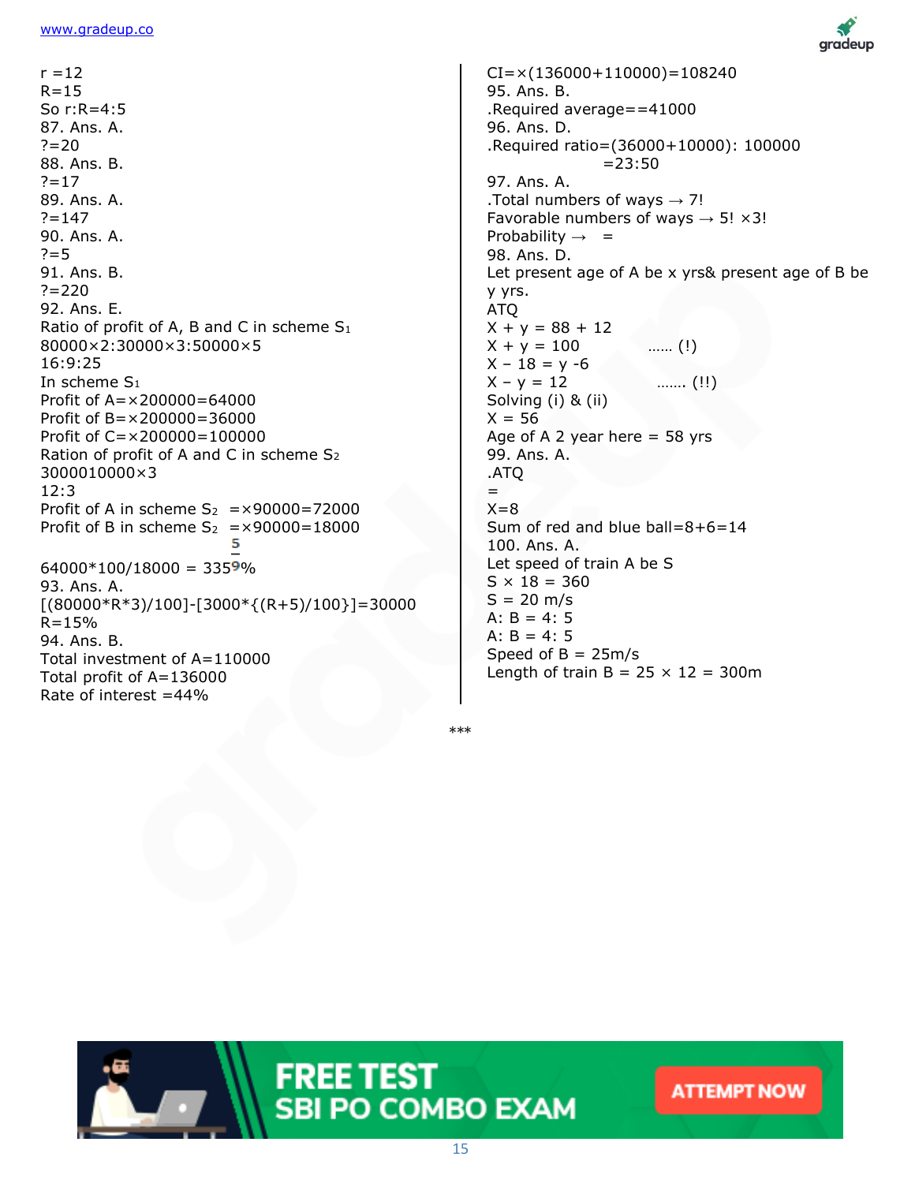r =12
R=15
So r:R=4:5

87. Ans. A.
?=20

88. Ans. B.
?=17

89. Ans. A.
?=147

90. Ans. A.
?=5

91. Ans. B.
?=220

92. Ans. E.
Ratio of profit of A, B and C in scheme $S_1$
80000×2:30000×3:50000×5
16:9:25
In scheme $S_1$
Profit of A=×200000=64000
Profit of B=×200000=36000
Profit of C=×200000=100000
Ration of profit of A and C in scheme $S_2$
3000010000×3
12:3
Profit of A in scheme $S_2$ =×90000=72000
Profit of B in scheme $S_2$ =×90000=18000

64000*100/18000 = $355\frac{5}{9}$%

93. Ans. A.
[(80000*R*3)/100]-[3000*{(R+5)/100}]=30000
R=15%

94. Ans. B.
Total investment of A=110000
Total profit of A=136000
Rate of interest =44%
CI=×(136000+110000)=108240

95. Ans. B.
.Required average==41000

96. Ans. D.
.Required ratio=(36000+10000): 100000
=23:50

97. Ans. A.
.Total numbers of ways → 7!
Favorable numbers of ways → 5! ×3!
Probability → =

98. Ans. D.
Let present age of A be x yrs& present age of B be y yrs.
ATQ
X + y = 88 + 12
X + y = 100 ...... (!)
X – 18 = y -6
X – y = 12 ....... (!!)
Solving (i) & (ii)
X = 56
Age of A 2 year here = 58 yrs

99. Ans. A.
.ATQ
=
X=8
Sum of red and blue ball=8+6=14

100. Ans. A.
Let speed of train A be S
S × 18 = 360
S = 20 m/s
A: B = 4: 5
A: B = 4: 5
Speed of B = 25m/s
Length of train B = 25 × 12 = 300m

***